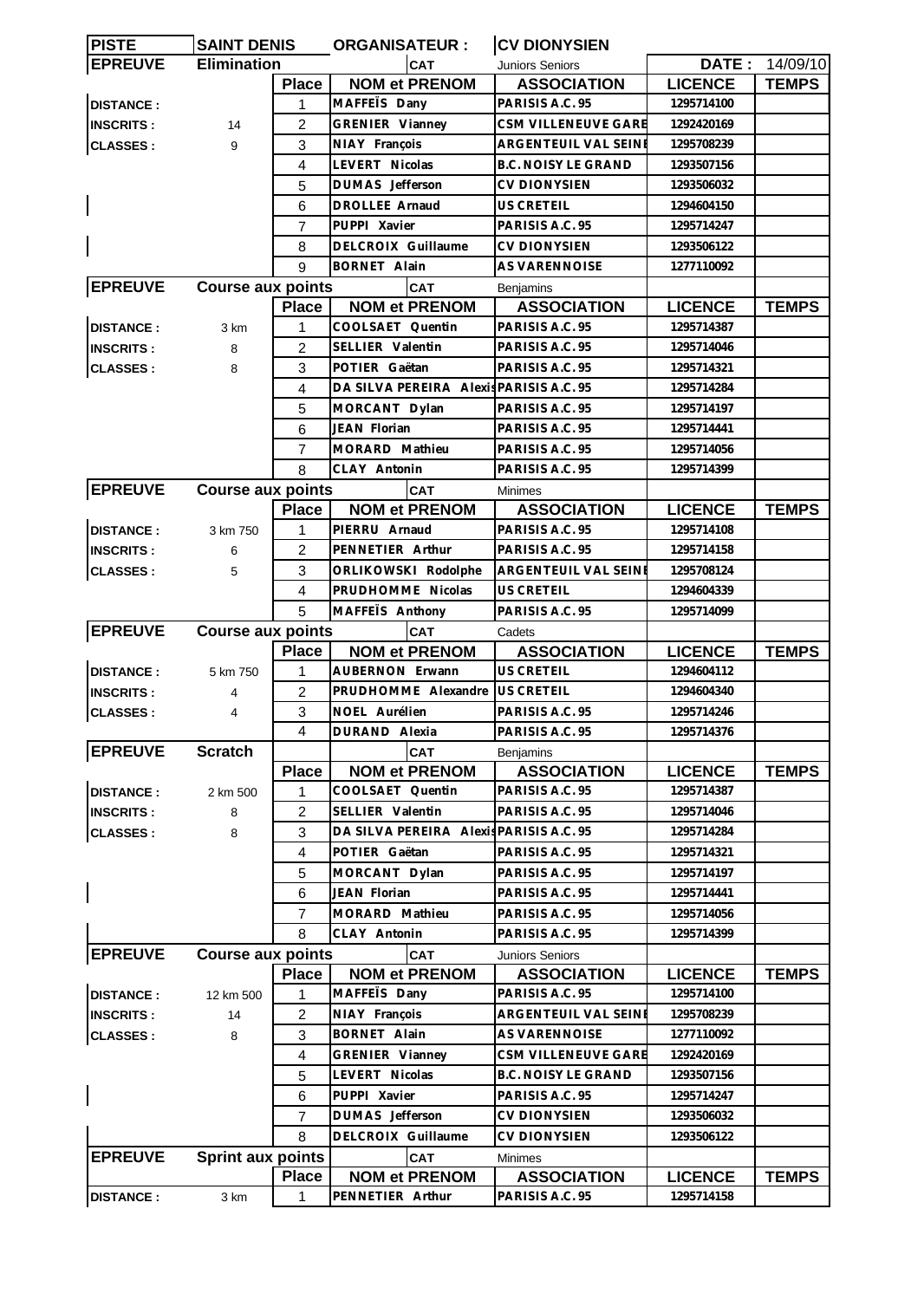| PISTE | SAINT DENIS | | ORGANISATEUR : | | CV DIONYSIEN | | |
|---|---|---|---|---|---|---|---|
| **EPREUVE** | **Elimination** | | | CAT | Juniors Seniors | **DATE :** | 14/09/10 |
| | | **Place** | **NOM et PRENOM** | | **ASSOCIATION** | **LICENCE** | **TEMPS** |
| **DISTANCE :** | | 1 | MAFFEÏS Dany | | PARISIS A.C. 95 | 1295714100 | |
| **INSCRITS :** | 14 | 2 | GRENIER Vianney | | CSM VILLENEUVE GARE | 1292420169 | |
| **CLASSES :** | 9 | 3 | NIAY François | | ARGENTEUIL VAL SEINE | 1295708239 | |
| | | 4 | LEVERT Nicolas | | B.C. NOISY LE GRAND | 1293507156 | |
| | | 5 | DUMAS Jefferson | | CV DIONYSIEN | 1293506032 | |
| | | 6 | DROLLEE Arnaud | | US CRETEIL | 1294604150 | |
| | | 7 | PUPPI Xavier | | PARISIS A.C. 95 | 1295714247 | |
| | | 8 | DELCROIX Guillaume | | CV DIONYSIEN | 1293506122 | |
| | | 9 | BORNET Alain | | AS VARENNOISE | 1277110092 | |
| **EPREUVE** | **Course aux points** | | | CAT | Benjamins | | |
| | | **Place** | **NOM et PRENOM** | | **ASSOCIATION** | **LICENCE** | **TEMPS** |
| **DISTANCE :** | 3 km | 1 | COOLSAET Quentin | | PARISIS A.C. 95 | 1295714387 | |
| **INSCRITS :** | 8 | 2 | SELLIER Valentin | | PARISIS A.C. 95 | 1295714046 | |
| **CLASSES :** | 8 | 3 | POTIER Gaëtan | | PARISIS A.C. 95 | 1295714321 | |
| | | 4 | DA SILVA PEREIRA Alexis | | PARISIS A.C. 95 | 1295714284 | |
| | | 5 | MORCANT Dylan | | PARISIS A.C. 95 | 1295714197 | |
| | | 6 | JEAN Florian | | PARISIS A.C. 95 | 1295714441 | |
| | | 7 | MORARD Mathieu | | PARISIS A.C. 95 | 1295714056 | |
| | | 8 | CLAY Antonin | | PARISIS A.C. 95 | 1295714399 | |
| **EPREUVE** | **Course aux points** | | | CAT | Minimes | | |
| | | **Place** | **NOM et PRENOM** | | **ASSOCIATION** | **LICENCE** | **TEMPS** |
| **DISTANCE :** | 3 km 750 | 1 | PIERRU Arnaud | | PARISIS A.C. 95 | 1295714108 | |
| **INSCRITS :** | 6 | 2 | PENNETIER Arthur | | PARISIS A.C. 95 | 1295714158 | |
| **CLASSES :** | 5 | 3 | ORLIKOWSKI Rodolphe | | ARGENTEUIL VAL SEINE | 1295708124 | |
| | | 4 | PRUDHOMME Nicolas | | US CRETEIL | 1294604339 | |
| | | 5 | MAFFEÏS Anthony | | PARISIS A.C. 95 | 1295714099 | |
| **EPREUVE** | **Course aux points** | | | CAT | Cadets | | |
| | | **Place** | **NOM et PRENOM** | | **ASSOCIATION** | **LICENCE** | **TEMPS** |
| **DISTANCE :** | 5 km 750 | 1 | AUBERNON Erwann | | US CRETEIL | 1294604112 | |
| **INSCRITS :** | 4 | 2 | PRUDHOMME Alexandre | | US CRETEIL | 1294604340 | |
| **CLASSES :** | 4 | 3 | NOEL Aurélien | | PARISIS A.C. 95 | 1295714246 | |
| | | 4 | DURAND Alexia | | PARISIS A.C. 95 | 1295714376 | |
| **EPREUVE** | **Scratch** | | | CAT | Benjamins | | |
| | | **Place** | **NOM et PRENOM** | | **ASSOCIATION** | **LICENCE** | **TEMPS** |
| **DISTANCE :** | 2 km 500 | 1 | COOLSAET Quentin | | PARISIS A.C. 95 | 1295714387 | |
| **INSCRITS :** | 8 | 2 | SELLIER Valentin | | PARISIS A.C. 95 | 1295714046 | |
| **CLASSES :** | 8 | 3 | DA SILVA PEREIRA Alexis | | PARISIS A.C. 95 | 1295714284 | |
| | | 4 | POTIER Gaëtan | | PARISIS A.C. 95 | 1295714321 | |
| | | 5 | MORCANT Dylan | | PARISIS A.C. 95 | 1295714197 | |
| | | 6 | JEAN Florian | | PARISIS A.C. 95 | 1295714441 | |
| | | 7 | MORARD Mathieu | | PARISIS A.C. 95 | 1295714056 | |
| | | 8 | CLAY Antonin | | PARISIS A.C. 95 | 1295714399 | |
| **EPREUVE** | **Course aux points** | | | CAT | Juniors Seniors | | |
| | | **Place** | **NOM et PRENOM** | | **ASSOCIATION** | **LICENCE** | **TEMPS** |
| **DISTANCE :** | 12 km 500 | 1 | MAFFEÏS Dany | | PARISIS A.C. 95 | 1295714100 | |
| **INSCRITS :** | 14 | 2 | NIAY François | | ARGENTEUIL VAL SEINE | 1295708239 | |
| **CLASSES :** | 8 | 3 | BORNET Alain | | AS VARENNOISE | 1277110092 | |
| | | 4 | GRENIER Vianney | | CSM VILLENEUVE GARE | 1292420169 | |
| | | 5 | LEVERT Nicolas | | B.C. NOISY LE GRAND | 1293507156 | |
| | | 6 | PUPPI Xavier | | PARISIS A.C. 95 | 1295714247 | |
| | | 7 | DUMAS Jefferson | | CV DIONYSIEN | 1293506032 | |
| | | 8 | DELCROIX Guillaume | | CV DIONYSIEN | 1293506122 | |
| **EPREUVE** | **Sprint aux points** | | | CAT | Minimes | | |
| | | **Place** | **NOM et PRENOM** | | **ASSOCIATION** | **LICENCE** | **TEMPS** |
| **DISTANCE :** | 3 km | 1 | PENNETIER Arthur | | PARISIS A.C. 95 | 1295714158 | |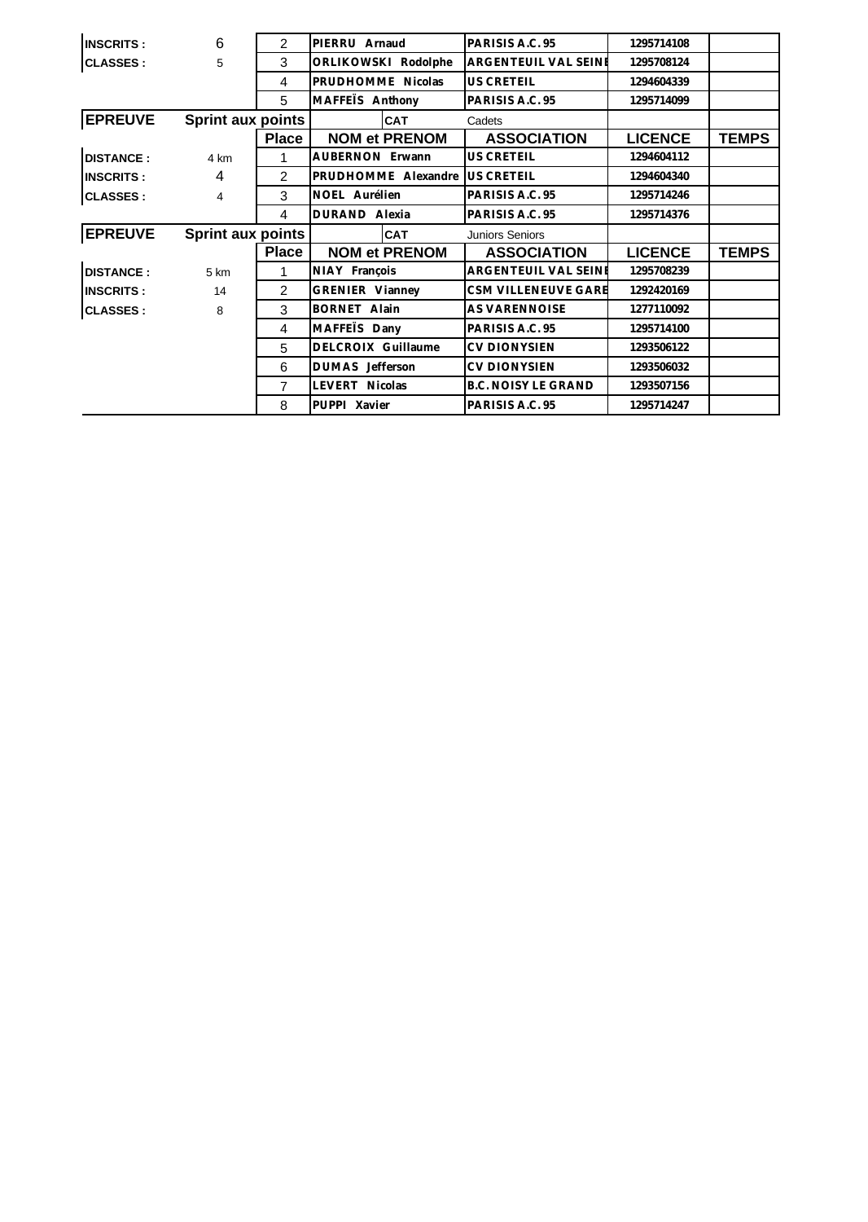| | | Place | NOM et PRENOM | | ASSOCIATION | LICENCE | TEMPS |
|---|---|---|---|---|---|---|---|
| INSCRITS : | 6 | 2 | PIERRU Arnaud | | PARISIS A.C. 95 | 1295714108 | |
| CLASSES : | 5 | 3 | ORLIKOWSKI Rodolphe | | ARGENTEUIL VAL SEINE | 1295708124 | |
| | | 4 | PRUDHOMME Nicolas | | US CRETEIL | 1294604339 | |
| | | 5 | MAFFEÏS Anthony | | PARISIS A.C. 95 | 1295714099 | |

| EPREUVE | Sprint aux points | | | CAT | Cadets | | |
|---|---|---|---|---|---|---|---|
| | | Place | NOM et PRENOM | | ASSOCIATION | LICENCE | TEMPS |
| DISTANCE : | 4 km | 1 | AUBERNON Erwann | | US CRETEIL | 1294604112 | |
| INSCRITS : | 4 | 2 | PRUDHOMME Alexandre | | US CRETEIL | 1294604340 | |
| CLASSES : | 4 | 3 | NOEL Aurélien | | PARISIS A.C. 95 | 1295714246 | |
| | | 4 | DURAND Alexia | | PARISIS A.C. 95 | 1295714376 | |

| EPREUVE | Sprint aux points | | | CAT | Juniors Seniors | | |
|---|---|---|---|---|---|---|---|
| | | Place | NOM et PRENOM | | ASSOCIATION | LICENCE | TEMPS |
| DISTANCE : | 5 km | 1 | NIAY François | | ARGENTEUIL VAL SEINE | 1295708239 | |
| INSCRITS : | 14 | 2 | GRENIER Vianney | | CSM VILLENEUVE GARE | 1292420169 | |
| CLASSES : | 8 | 3 | BORNET Alain | | AS VARENNOISE | 1277110092 | |
| | | 4 | MAFFEÏS Dany | | PARISIS A.C. 95 | 1295714100 | |
| | | 5 | DELCROIX Guillaume | | CV DIONYSIEN | 1293506122 | |
| | | 6 | DUMAS Jefferson | | CV DIONYSIEN | 1293506032 | |
| | | 7 | LEVERT Nicolas | | B.C. NOISY LE GRAND | 1293507156 | |
| | | 8 | PUPPI Xavier | | PARISIS A.C. 95 | 1295714247 | |